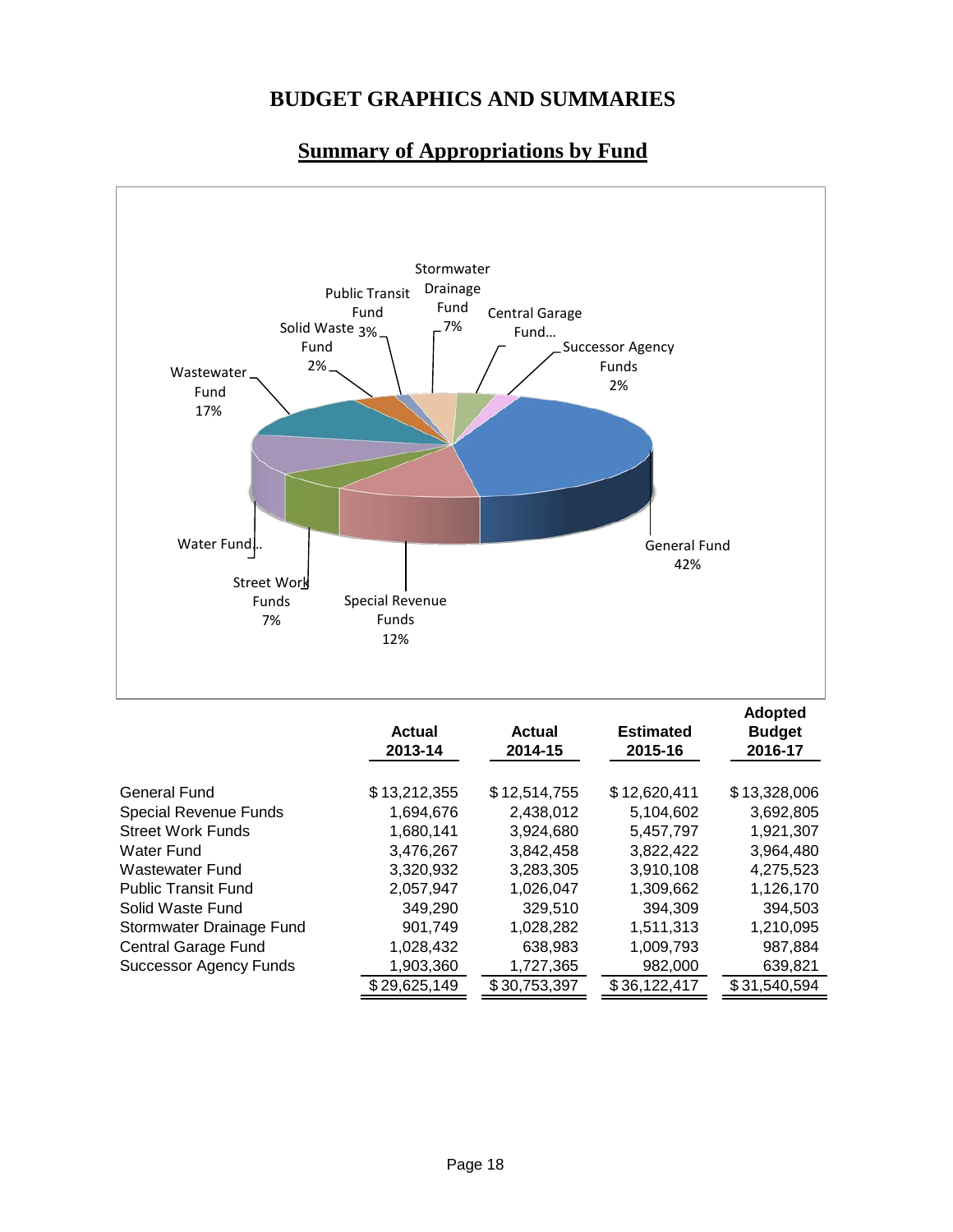# BUDGET GRAPHICS AND SUMMARIES

## Summary of Appropriations by Fund

|  | Actual 2013-14 | Actual 2014-15 | Estimated 2015-16 | Adopted Budget 2016-17 |
|---|---|---|---|---|
| General Fund | $13,212,355 | $12,514,755 | $12,620,411 | $13,328,006 |
| Special Revenue Funds | 1,694,676 | 2,438,012 | 5,104,602 | 3,692,805 |
| Street Work Funds | 1,680,141 | 3,924,680 | 5,457,797 | 1,921,307 |
| Water Fund | 3,476,267 | 3,842,458 | 3,822,422 | 3,964,480 |
| Wastewater Fund | 3,320,932 | 3,283,305 | 3,910,108 | 4,275,523 |
| Public Transit Fund | 2,057,947 | 1,026,047 | 1,309,662 | 1,126,170 |
| Solid Waste Fund | 349,290 | 329,510 | 394,309 | 394,503 |
| Stormwater Drainage Fund | 901,749 | 1,028,282 | 1,511,313 | 1,210,095 |
| Central Garage Fund | 1,028,432 | 638,983 | 1,009,793 | 987,884 |
| Successor Agency Funds | 1,903,360 | 1,727,365 | 982,000 | 639,821 |
|  | $29,625,149 | $30,753,397 | $36,122,417 | $31,540,594 |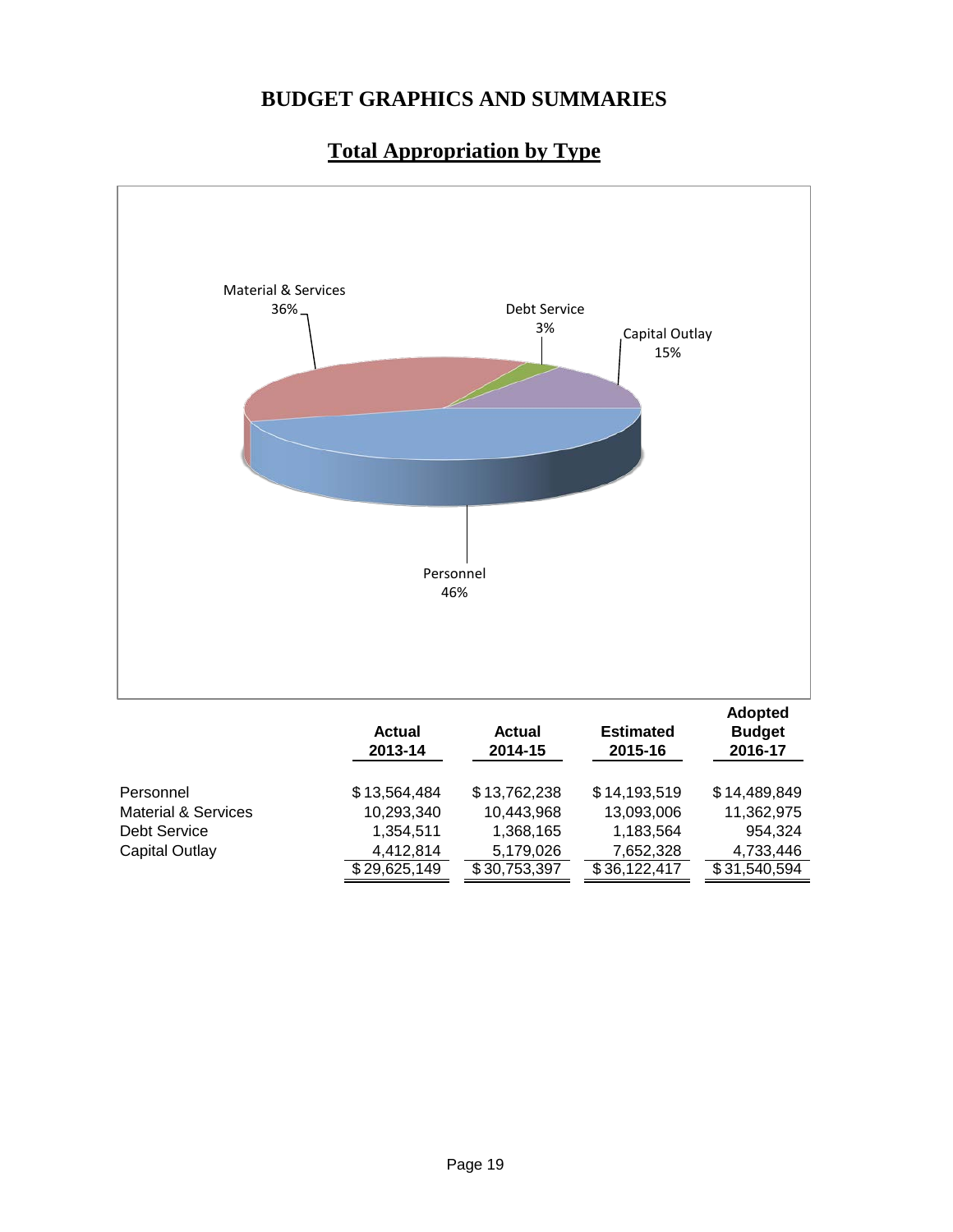# BUDGET GRAPHICS AND SUMMARIES

## Total Appropriation by Type

Material & Services 36%

Debt Service 3%

Capital Outlay 15%

Personnel 46%

| | Actual 2013-14 | Actual 2014-15 | Estimated 2015-16 | Adopted Budget 2016-17 |
|---|---|---|---|---|
| Personnel | $ 13,564,484 | $ 13,762,238 | $ 14,193,519 | $ 14,489,849 |
| Material & Services | 10,293,340 | 10,443,968 | 13,093,006 | 11,362,975 |
| Debt Service | 1,354,511 | 1,368,165 | 1,183,564 | 954,324 |
| Capital Outlay | 4,412,814 | 5,179,026 | 7,652,328 | 4,733,446 |
| | $ 29,625,149 | $ 30,753,397 | $ 36,122,417 | $ 31,540,594 |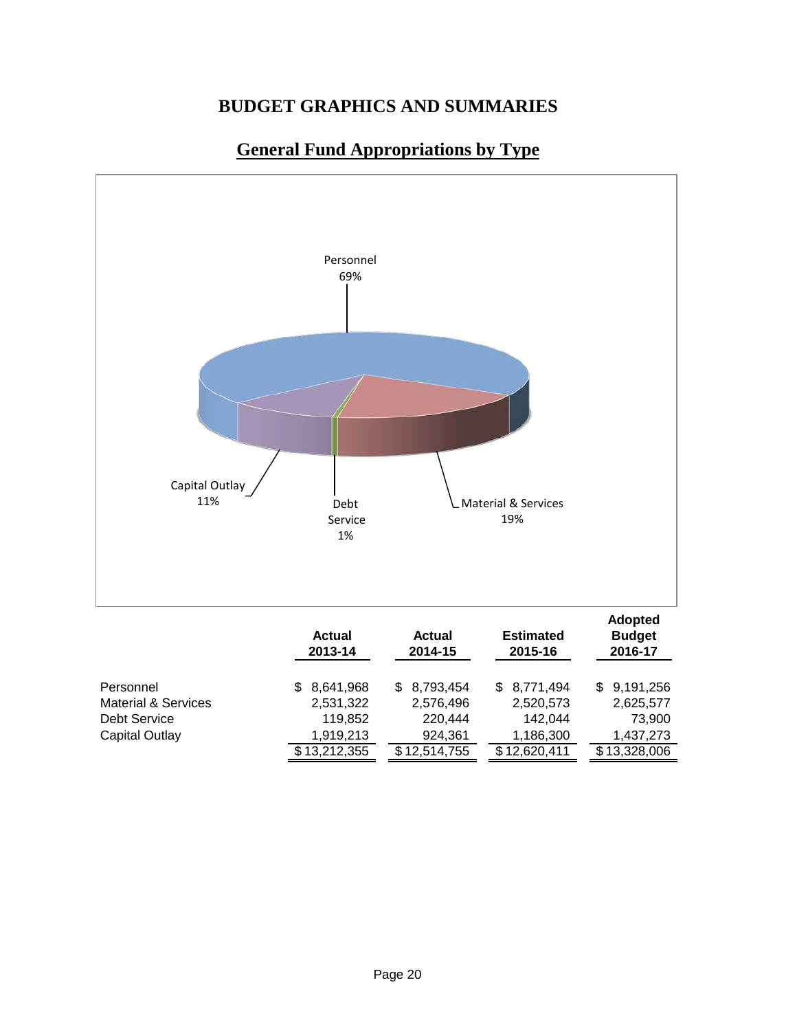# BUDGET GRAPHICS AND SUMMARIES

## General Fund Appropriations by Type

Personnel 69%

Capital Outlay 11%

Debt Service 1%

Material & Services 19%

| | Actual 2013-14 | Actual 2014-15 | Estimated 2015-16 | Adopted Budget 2016-17 |
|---|---|---|---|---|
| Personnel | $ 8,641,968 | $ 8,793,454 | $ 8,771,494 | $ 9,191,256 |
| Material & Services | 2,531,322 | 2,576,496 | 2,520,573 | 2,625,577 |
| Debt Service | 119,852 | 220,444 | 142,044 | 73,900 |
| Capital Outlay | 1,919,213 | 924,361 | 1,186,300 | 1,437,273 |
| | $ 13,212,355 | $ 12,514,755 | $ 12,620,411 | $ 13,328,006 |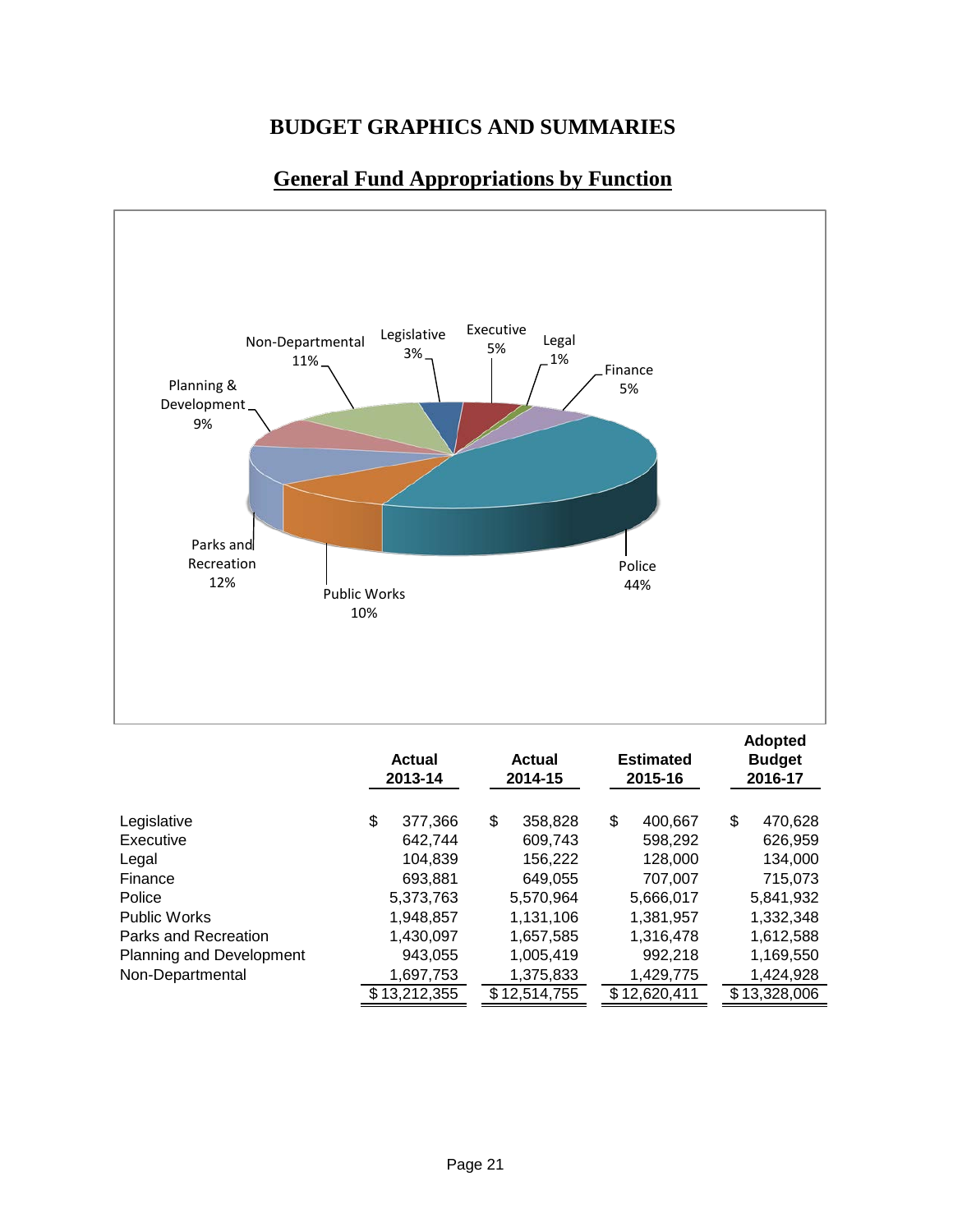# BUDGET GRAPHICS AND SUMMARIES

## General Fund Appropriations by Function

Non-Departmental 11%
Legislative 3%
Executive 5%
Legal 1%
Finance 5%
Planning & Development 9%
Parks and Recreation 12%
Public Works 10%
Police 44%

| | Actual 2013-14 | Actual 2014-15 | Estimated 2015-16 | Adopted Budget 2016-17 |
|---|---|---|---|---|
| Legislative | $ 377,366 | $ 358,828 | $ 400,667 | $ 470,628 |
| Executive | 642,744 | 609,743 | 598,292 | 626,959 |
| Legal | 104,839 | 156,222 | 128,000 | 134,000 |
| Finance | 693,881 | 649,055 | 707,007 | 715,073 |
| Police | 5,373,763 | 5,570,964 | 5,666,017 | 5,841,932 |
| Public Works | 1,948,857 | 1,131,106 | 1,381,957 | 1,332,348 |
| Parks and Recreation | 1,430,097 | 1,657,585 | 1,316,478 | 1,612,588 |
| Planning and Development | 943,055 | 1,005,419 | 992,218 | 1,169,550 |
| Non-Departmental | 1,697,753 | 1,375,833 | 1,429,775 | 1,424,928 |
| | $ 13,212,355 | $ 12,514,755 | $ 12,620,411 | $ 13,328,006 |